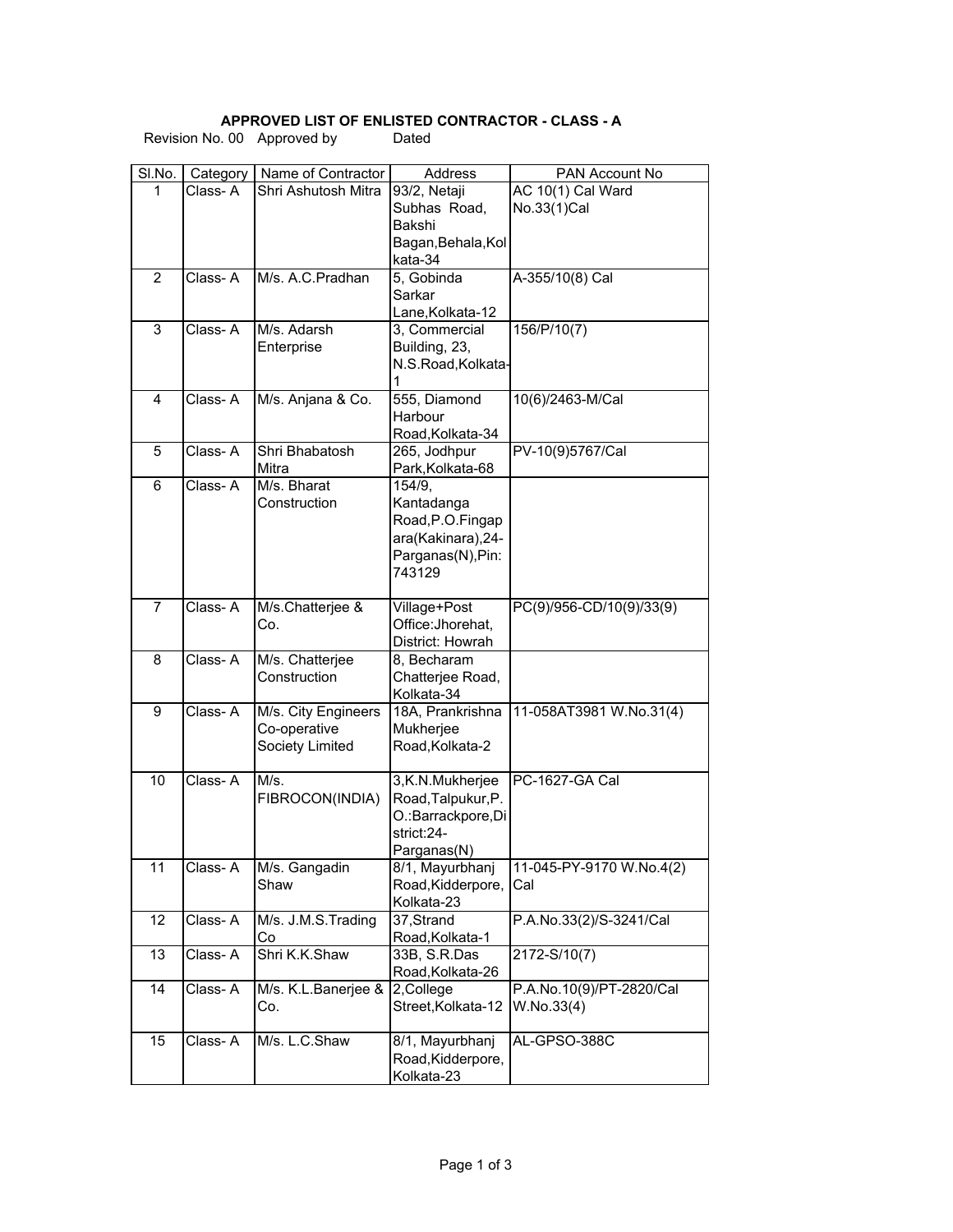**APPROVED LIST OF ENLISTED CONTRACTOR - CLASS - A**

Revision No. 00 Approved by Dated

| Sl.No. | Category | Name of Contractor | Address | PAN Account No |
|---|---|---|---|---|
| 1 | Class- A | Shri Ashutosh Mitra | 93/2, Netaji Subhas Road, Bakshi Bagan,Behala,Kolkata-34 | AC 10(1) Cal Ward No.33(1)Cal |
| 2 | Class- A | M/s. A.C.Pradhan | 5, Gobinda Sarkar Lane,Kolkata-12 | A-355/10(8) Cal |
| 3 | Class- A | M/s. Adarsh Enterprise | 3, Commercial Building, 23, N.S.Road,Kolkata-1 | 156/P/10(7) |
| 4 | Class- A | M/s. Anjana & Co. | 555, Diamond Harbour Road,Kolkata-34 | 10(6)/2463-M/Cal |
| 5 | Class- A | Shri Bhabatosh Mitra | 265, Jodhpur Park,Kolkata-68 | PV-10(9)5767/Cal |
| 6 | Class- A | M/s. Bharat Construction | 154/9, Kantadanga Road,P.O.Fingapara(Kakinara),24-Parganas(N),Pin: 743129 | |
| 7 | Class- A | M/s.Chatterjee & Co. | Village+Post Office:Jhorehat, District: Howrah | PC(9)/956-CD/10(9)/33(9) |
| 8 | Class- A | M/s. Chatterjee Construction | 8, Becharam Chatterjee Road, Kolkata-34 | |
| 9 | Class- A | M/s. City Engineers Co-operative Society Limited | 18A, Prankrishna Mukherjee Road,Kolkata-2 | 11-058AT3981 W.No.31(4) |
| 10 | Class- A | M/s. FIBROCON(INDIA) | 3,K.N.Mukherjee Road,Talpukur,P.O.:Barrackpore,District:24-Parganas(N) | PC-1627-GA Cal |
| 11 | Class- A | M/s. Gangadin Shaw | 8/1, Mayurbhanj Road,Kidderpore, Kolkata-23 | 11-045-PY-9170 W.No.4(2) Cal |
| 12 | Class- A | M/s. J.M.S.Trading Co | 37,Strand Road,Kolkata-1 | P.A.No.33(2)/S-3241/Cal |
| 13 | Class- A | Shri K.K.Shaw | 33B, S.R.Das Road,Kolkata-26 | 2172-S/10(7) |
| 14 | Class- A | M/s. K.L.Banerjee & Co. | 2,College Street,Kolkata-12 | P.A.No.10(9)/PT-2820/Cal W.No.33(4) |
| 15 | Class- A | M/s. L.C.Shaw | 8/1, Mayurbhanj Road,Kidderpore, Kolkata-23 | AL-GPSO-388C |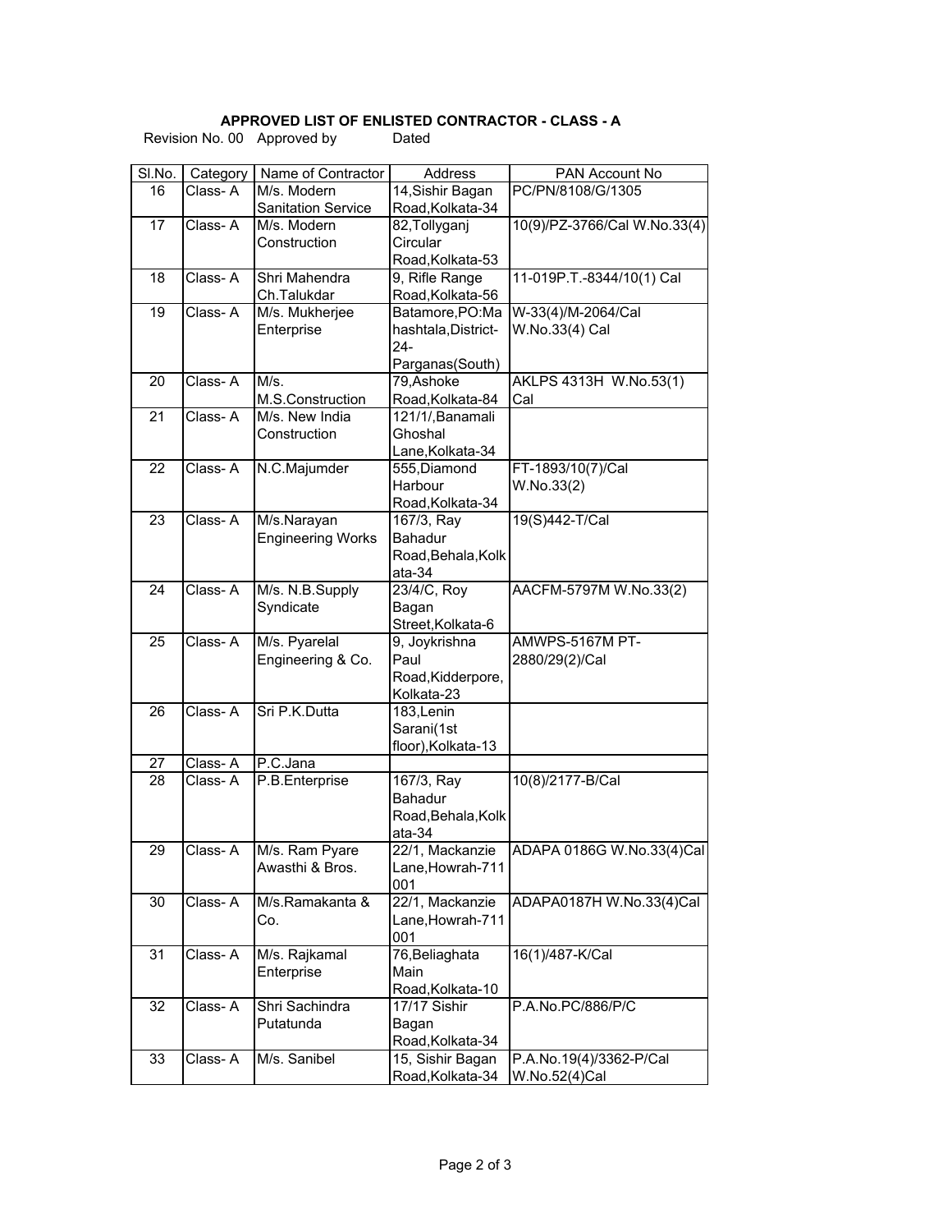**APPROVED LIST OF ENLISTED CONTRACTOR - CLASS - A**

Revision No. 00   Approved by   Dated

| Sl.No. | Category | Name of Contractor | Address | PAN Account No |
|---|---|---|---|---|
| 16 | Class- A | M/s. Modern Sanitation Service | 14,Sishir Bagan Road,Kolkata-34 | PC/PN/8108/G/1305 |
| 17 | Class- A | M/s. Modern Construction | 82,Tollyganj Circular Road,Kolkata-53 | 10(9)/PZ-3766/Cal W.No.33(4) |
| 18 | Class- A | Shri Mahendra Ch.Talukdar | 9, Rifle Range Road,Kolkata-56 | 11-019P.T.-8344/10(1) Cal |
| 19 | Class- A | M/s. Mukherjee Enterprise | Batamore,PO:Mahashtala,District-24-Parganas(South) | W-33(4)/M-2064/Cal W.No.33(4) Cal |
| 20 | Class- A | M/s. M.S.Construction | 79,Ashoke Road,Kolkata-84 | AKLPS 4313H W.No.53(1) Cal |
| 21 | Class- A | M/s. New India Construction | 121/1/,Banamali Ghoshal Lane,Kolkata-34 | |
| 22 | Class- A | N.C.Majumder | 555,Diamond Harbour Road,Kolkata-34 | FT-1893/10(7)/Cal W.No.33(2) |
| 23 | Class- A | M/s.Narayan Engineering Works | 167/3, Ray Bahadur Road,Behala,Kolkata-34 | 19(S)442-T/Cal |
| 24 | Class- A | M/s. N.B.Supply Syndicate | 23/4/C, Roy Bagan Street,Kolkata-6 | AACFM-5797M W.No.33(2) |
| 25 | Class- A | M/s. Pyarelal Engineering & Co. | 9, Joykrishna Paul Road,Kidderpore, Kolkata-23 | AMWPS-5167M PT-2880/29(2)/Cal |
| 26 | Class- A | Sri P.K.Dutta | 183,Lenin Sarani(1st floor),Kolkata-13 | |
| 27 | Class- A | P.C.Jana | | |
| 28 | Class- A | P.B.Enterprise | 167/3, Ray Bahadur Road,Behala,Kolkata-34 | 10(8)/2177-B/Cal |
| 29 | Class- A | M/s. Ram Pyare Awasthi & Bros. | 22/1, Mackanzie Lane,Howrah-711 001 | ADAPA 0186G W.No.33(4)Cal |
| 30 | Class- A | M/s.Ramakanta & Co. | 22/1, Mackanzie Lane,Howrah-711 001 | ADAPA0187H W.No.33(4)Cal |
| 31 | Class- A | M/s. Rajkamal Enterprise | 76,Beliaghata Main Road,Kolkata-10 | 16(1)/487-K/Cal |
| 32 | Class- A | Shri Sachindra Putatunda | 17/17 Sishir Bagan Road,Kolkata-34 | P.A.No.PC/886/P/C |
| 33 | Class- A | M/s. Sanibel | 15, Sishir Bagan Road,Kolkata-34 | P.A.No.19(4)/3362-P/Cal W.No.52(4)Cal |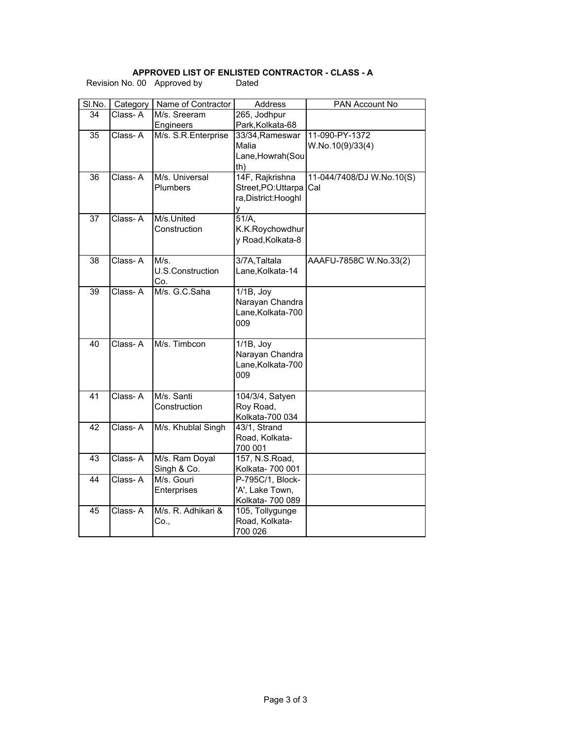**APPROVED LIST OF ENLISTED CONTRACTOR - CLASS - A**

Revision No. 00 Approved by Dated

| Sl.No. | Category | Name of Contractor | Address | PAN Account No |
|---|---|---|---|---|
| 34 | Class- A | M/s. Sreeram Engineers | 265, Jodhpur Park,Kolkata-68 | |
| 35 | Class- A | M/s. S.R.Enterprise | 33/34,Rameswar Malia Lane,Howrah(South) | 11-090-PY-1372 W.No.10(9)/33(4) |
| 36 | Class- A | M/s. Universal Plumbers | 14F, Rajkrishna Street,PO:Uttarpara,District:Hooghly | 11-044/7408/DJ W.No.10(S) Cal |
| 37 | Class- A | M/s.United Construction | 51/A, K.K.Roychowdhury Road,Kolkata-8 | |
| 38 | Class- A | M/s. U.S.Construction Co. | 3/7A,Taltala Lane,Kolkata-14 | AAAFU-7858C W.No.33(2) |
| 39 | Class- A | M/s. G.C.Saha | 1/1B, Joy Narayan Chandra Lane,Kolkata-700 009 | |
| 40 | Class- A | M/s. Timbcon | 1/1B, Joy Narayan Chandra Lane,Kolkata-700 009 | |
| 41 | Class- A | M/s. Santi Construction | 104/3/4, Satyen Roy Road, Kolkata-700 034 | |
| 42 | Class- A | M/s. Khublal Singh | 43/1, Strand Road, Kolkata-700 001 | |
| 43 | Class- A | M/s. Ram Doyal Singh & Co. | 157, N.S.Road, Kolkata- 700 001 | |
| 44 | Class- A | M/s. Gouri Enterprises | P-795C/1, Block-'A', Lake Town, Kolkata- 700 089 | |
| 45 | Class- A | M/s. R. Adhikari & Co., | 105, Tollygunge Road, Kolkata-700 026 | |